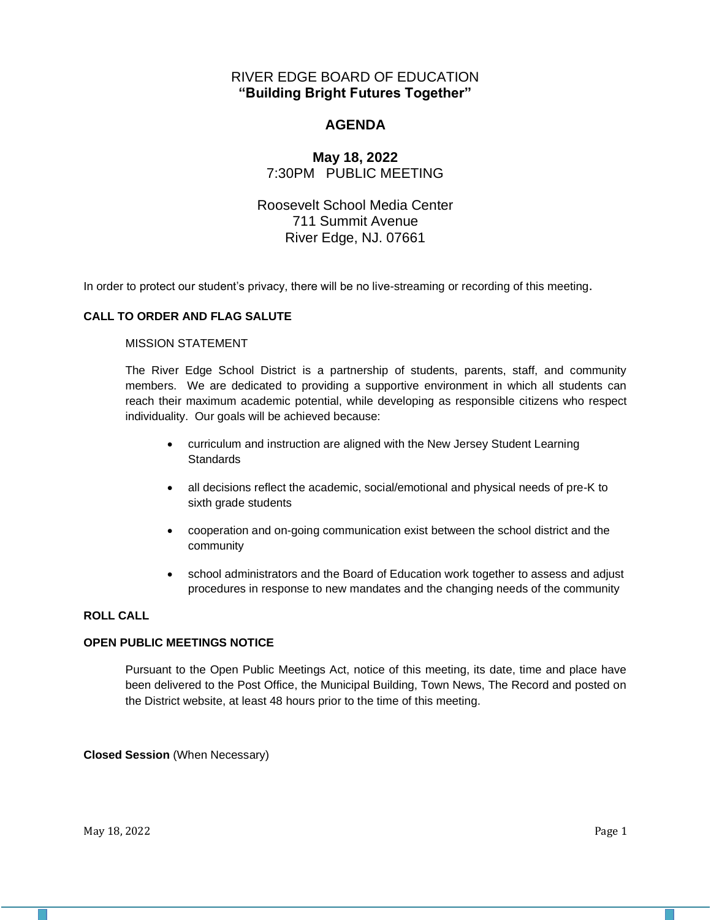# RIVER EDGE BOARD OF EDUCATION
## **"Building Bright Futures Together"**

## **AGENDA**

**May 18, 2022**
7:30PM PUBLIC MEETING

Roosevelt School Media Center
711 Summit Avenue
River Edge, NJ. 07661

In order to protect our student's privacy, there will be no live-streaming or recording of this meeting.

**CALL TO ORDER AND FLAG SALUTE**

MISSION STATEMENT

The River Edge School District is a partnership of students, parents, staff, and community members. We are dedicated to providing a supportive environment in which all students can reach their maximum academic potential, while developing as responsible citizens who respect individuality. Our goals will be achieved because:

- curriculum and instruction are aligned with the New Jersey Student Learning Standards
- all decisions reflect the academic, social/emotional and physical needs of pre-K to sixth grade students
- cooperation and on-going communication exist between the school district and the community
- school administrators and the Board of Education work together to assess and adjust procedures in response to new mandates and the changing needs of the community

**ROLL CALL**

**OPEN PUBLIC MEETINGS NOTICE**

Pursuant to the Open Public Meetings Act, notice of this meeting, its date, time and place have been delivered to the Post Office, the Municipal Building, Town News, The Record and posted on the District website, at least 48 hours prior to the time of this meeting.

**Closed Session** (When Necessary)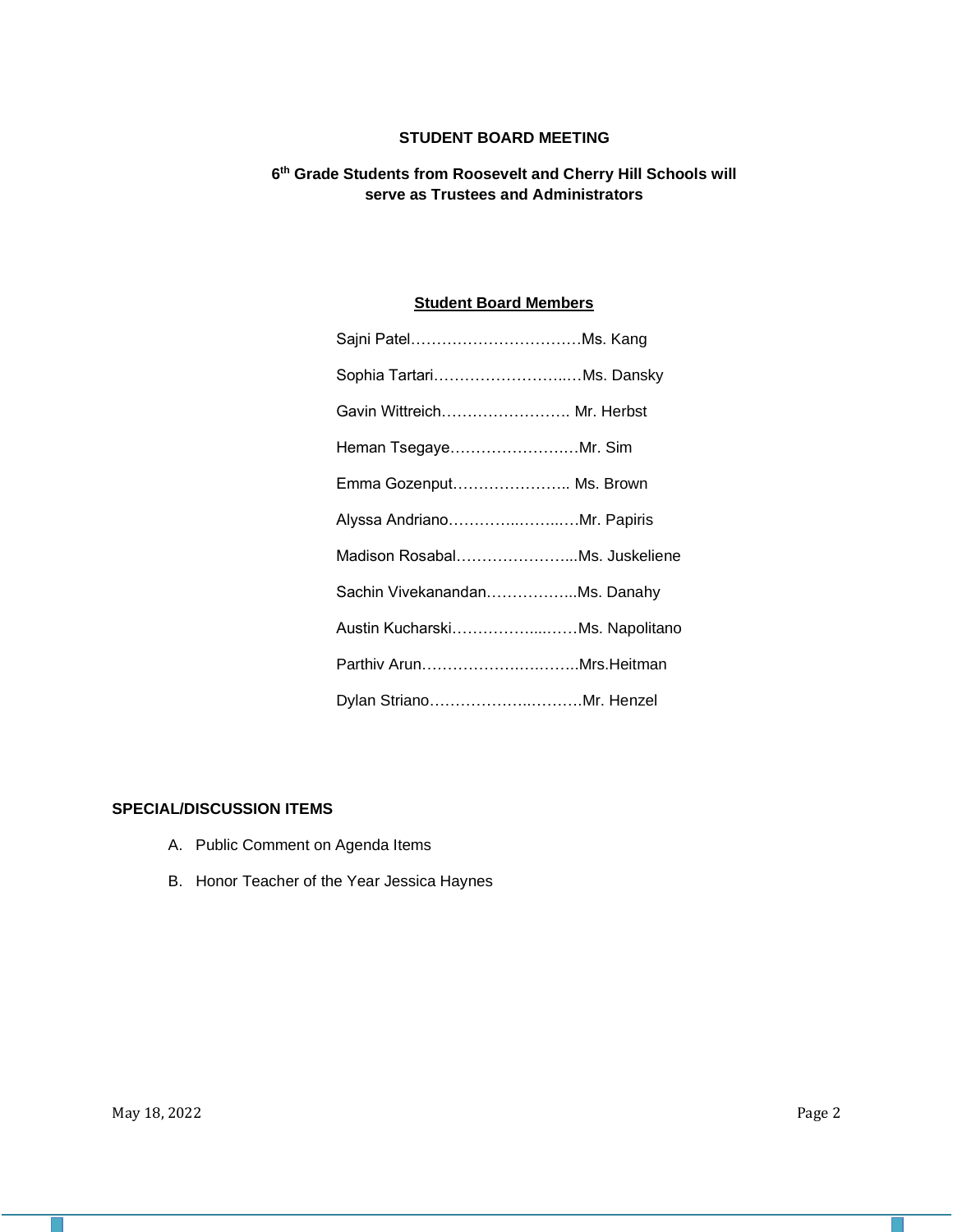**STUDENT BOARD MEETING**

**6th Grade Students from Roosevelt and Cherry Hill Schools will serve as Trustees and Administrators**

**Student Board Members**

Sajni Patel……………………………Ms. Kang

Sophia Tartari……………………..…Ms. Dansky

Gavin Wittreich……………………. Mr. Herbst

Heman Tsegaye…………………….Mr. Sim

Emma Gozenput………………….. Ms. Brown

Alyssa Andriano………….……..…Mr. Papiris

Madison Rosabal…………………...Ms. Juskeliene

Sachin Vivekanandan……………...Ms. Danahy

Austin Kucharski……………...……Ms. Napolitano

Parthiv Arun…………….….……..Mrs.Heitman

Dylan Striano……………..……….Mr. Henzel

**SPECIAL/DISCUSSION ITEMS**

A. Public Comment on Agenda Items

B. Honor Teacher of the Year Jessica Haynes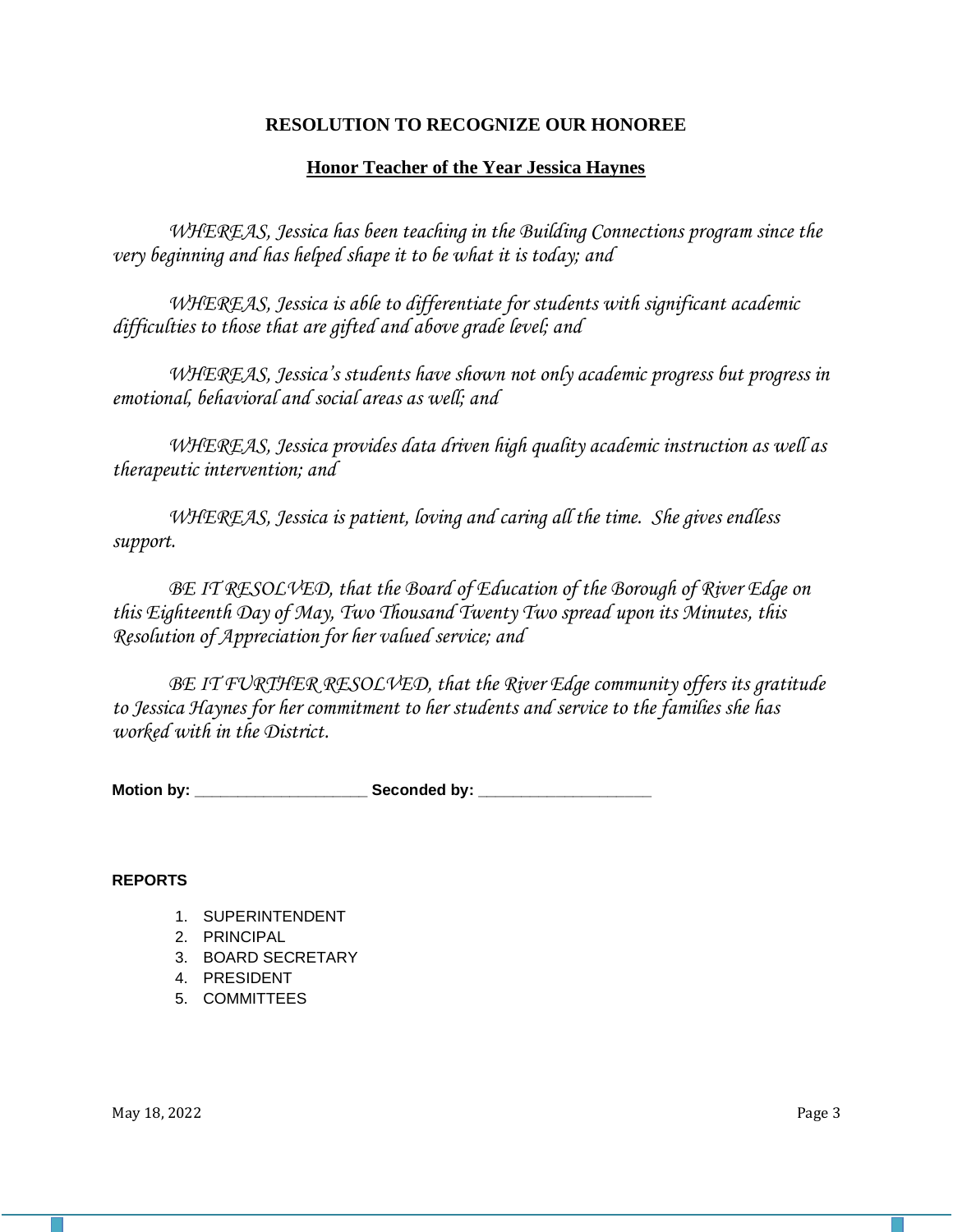## RESOLUTION TO RECOGNIZE OUR HONOREE

### Honor Teacher of the Year Jessica Haynes

*WHEREAS, Jessica has been teaching in the Building Connections program since the very beginning and has helped shape it to be what it is today; and*

*WHEREAS, Jessica is able to differentiate for students with significant academic difficulties to those that are gifted and above grade level; and*

*WHEREAS, Jessica's students have shown not only academic progress but progress in emotional, behavioral and social areas as well; and*

*WHEREAS, Jessica provides data driven high quality academic instruction as well as therapeutic intervention; and*

*WHEREAS, Jessica is patient, loving and caring all the time. She gives endless support.*

*BE IT RESOLVED, that the Board of Education of the Borough of River Edge on this Eighteenth Day of May, Two Thousand Twenty Two spread upon its Minutes, this Resolution of Appreciation for her valued service; and*

*BE IT FURTHER RESOLVED, that the River Edge community offers its gratitude to Jessica Haynes for her commitment to her students and service to the families she has worked with in the District.*

**Motion by: ____________________ Seconded by: ____________________**

**REPORTS**

1. SUPERINTENDENT
2. PRINCIPAL
3. BOARD SECRETARY
4. PRESIDENT
5. COMMITTEES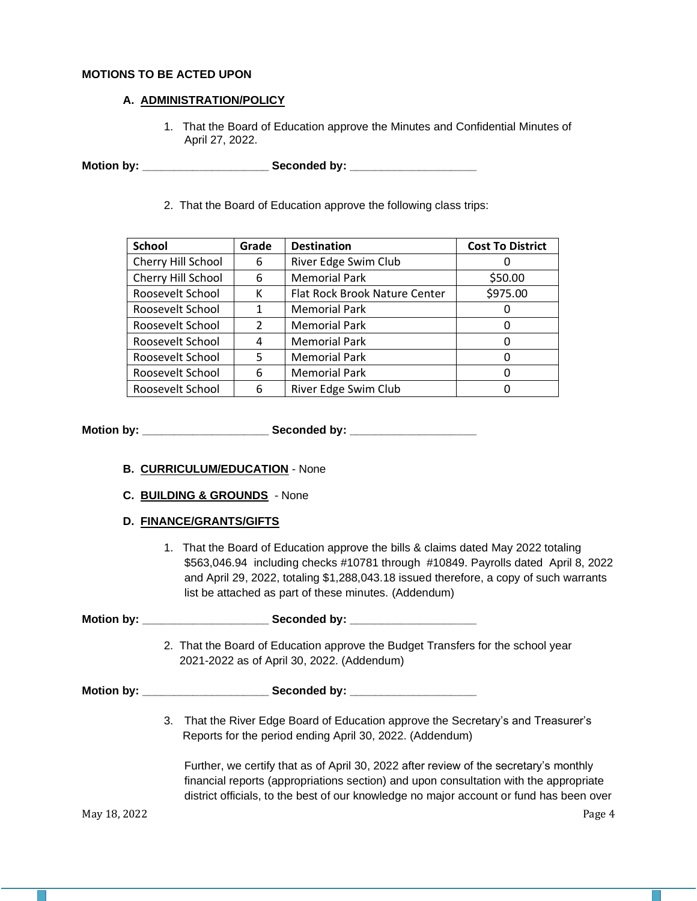**MOTIONS TO BE ACTED UPON**

**A. ADMINISTRATION/POLICY**

1. That the Board of Education approve the Minutes and Confidential Minutes of April 27, 2022.

**Motion by:** ____________________ **Seconded by:** ____________________

2. That the Board of Education approve the following class trips:

| School | Grade | Destination | Cost To District |
|---|---|---|---|
| Cherry Hill School | 6 | River Edge Swim Club | 0 |
| Cherry Hill School | 6 | Memorial Park | $50.00 |
| Roosevelt School | K | Flat Rock Brook Nature Center | $975.00 |
| Roosevelt School | 1 | Memorial Park | 0 |
| Roosevelt School | 2 | Memorial Park | 0 |
| Roosevelt School | 4 | Memorial Park | 0 |
| Roosevelt School | 5 | Memorial Park | 0 |
| Roosevelt School | 6 | Memorial Park | 0 |
| Roosevelt School | 6 | River Edge Swim Club | 0 |

**Motion by:** ____________________ **Seconded by:** ____________________

**B. CURRICULUM/EDUCATION** - None

**C. BUILDING & GROUNDS** - None

**D. FINANCE/GRANTS/GIFTS**

1. That the Board of Education approve the bills & claims dated May 2022 totaling $563,046.94 including checks #10781 through #10849. Payrolls dated April 8, 2022 and April 29, 2022, totaling $1,288,043.18 issued therefore, a copy of such warrants list be attached as part of these minutes. (Addendum)

**Motion by:** ____________________ **Seconded by:** ____________________

2. That the Board of Education approve the Budget Transfers for the school year 2021-2022 as of April 30, 2022. (Addendum)

**Motion by:** ____________________ **Seconded by:** ____________________

3. That the River Edge Board of Education approve the Secretary's and Treasurer's Reports for the period ending April 30, 2022. (Addendum)

   Further, we certify that as of April 30, 2022 after review of the secretary's monthly financial reports (appropriations section) and upon consultation with the appropriate district officials, to the best of our knowledge no major account or fund has been over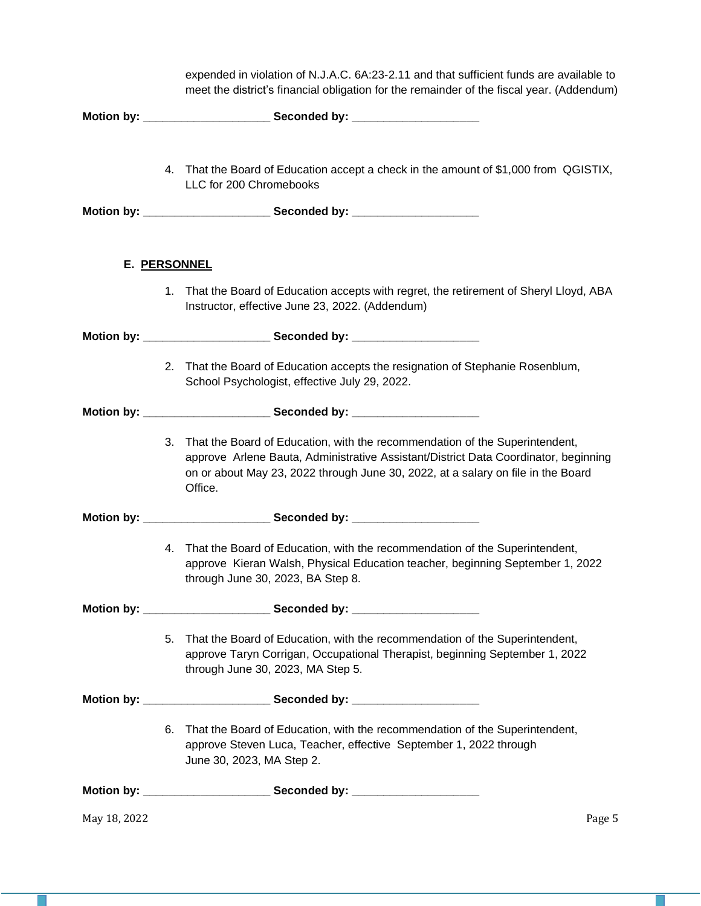expended in violation of N.J.A.C. 6A:23-2.11 and that sufficient funds are available to meet the district's financial obligation for the remainder of the fiscal year. (Addendum)

**Motion by: ____________________ Seconded by: ____________________**

4. That the Board of Education accept a check in the amount of $1,000 from QGISTIX, LLC for 200 Chromebooks

**Motion by: ____________________ Seconded by: ____________________**

**E. PERSONNEL**

1. That the Board of Education accepts with regret, the retirement of Sheryl Lloyd, ABA Instructor, effective June 23, 2022. (Addendum)

**Motion by: ____________________ Seconded by: ____________________**

2. That the Board of Education accepts the resignation of Stephanie Rosenblum, School Psychologist, effective July 29, 2022.

**Motion by: ____________________ Seconded by: ____________________**

3. That the Board of Education, with the recommendation of the Superintendent, approve Arlene Bauta, Administrative Assistant/District Data Coordinator, beginning on or about May 23, 2022 through June 30, 2022, at a salary on file in the Board Office.

**Motion by: ____________________ Seconded by: ____________________**

4. That the Board of Education, with the recommendation of the Superintendent, approve Kieran Walsh, Physical Education teacher, beginning September 1, 2022 through June 30, 2023, BA Step 8.

**Motion by: ____________________ Seconded by: ____________________**

5. That the Board of Education, with the recommendation of the Superintendent, approve Taryn Corrigan, Occupational Therapist, beginning September 1, 2022 through June 30, 2023, MA Step 5.

**Motion by: ____________________ Seconded by: ____________________**

6. That the Board of Education, with the recommendation of the Superintendent, approve Steven Luca, Teacher, effective September 1, 2022 through June 30, 2023, MA Step 2.

**Motion by: ____________________ Seconded by: ____________________**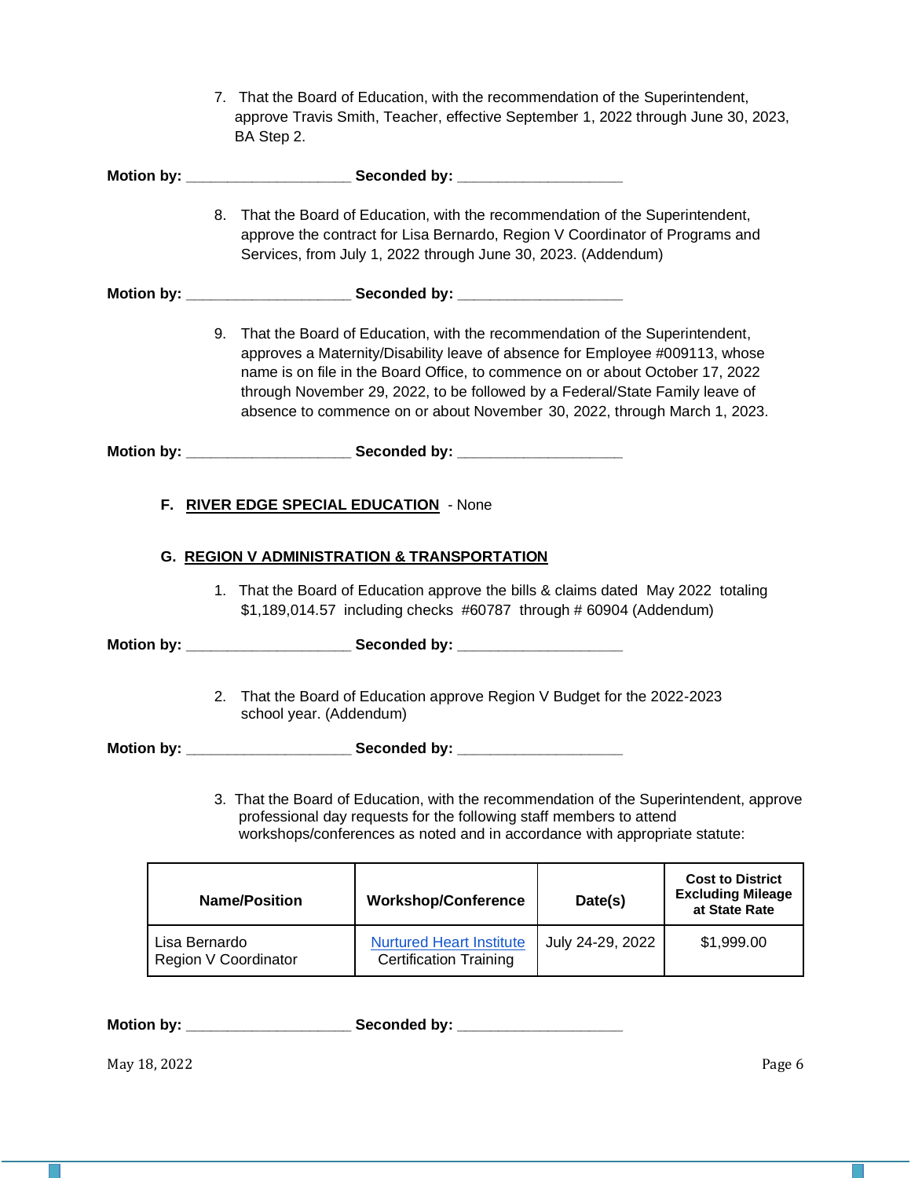7. That the Board of Education, with the recommendation of the Superintendent, approve Travis Smith, Teacher, effective September 1, 2022 through June 30, 2023, BA Step 2.

**Motion by:** ____________________ **Seconded by:** ____________________

8. That the Board of Education, with the recommendation of the Superintendent, approve the contract for Lisa Bernardo, Region V Coordinator of Programs and Services, from July 1, 2022 through June 30, 2023. (Addendum)

**Motion by:** ____________________ **Seconded by:** ____________________

9. That the Board of Education, with the recommendation of the Superintendent, approves a Maternity/Disability leave of absence for Employee #009113, whose name is on file in the Board Office, to commence on or about October 17, 2022 through November 29, 2022, to be followed by a Federal/State Family leave of absence to commence on or about November 30, 2022, through March 1, 2023.

**Motion by:** ____________________ **Seconded by:** ____________________

**F. <u>RIVER EDGE SPECIAL EDUCATION</u>** - None

**G. <u>REGION V ADMINISTRATION & TRANSPORTATION</u>**

1. That the Board of Education approve the bills & claims dated May 2022 totaling $1,189,014.57 including checks #60787 through # 60904 (Addendum)

**Motion by:** ____________________ **Seconded by:** ____________________

2. That the Board of Education approve Region V Budget for the 2022-2023 school year. (Addendum)

**Motion by:** ____________________ **Seconded by:** ____________________

3. That the Board of Education, with the recommendation of the Superintendent, approve professional day requests for the following staff members to attend workshops/conferences as noted and in accordance with appropriate statute:

| Name/Position | Workshop/Conference | Date(s) | Cost to District Excluding Mileage at State Rate |
|---|---|---|---|
| Lisa Bernardo<br>Region V Coordinator | Nurtured Heart Institute<br>Certification Training | July 24-29, 2022 | $1,999.00 |

**Motion by:** ____________________ **Seconded by:** ____________________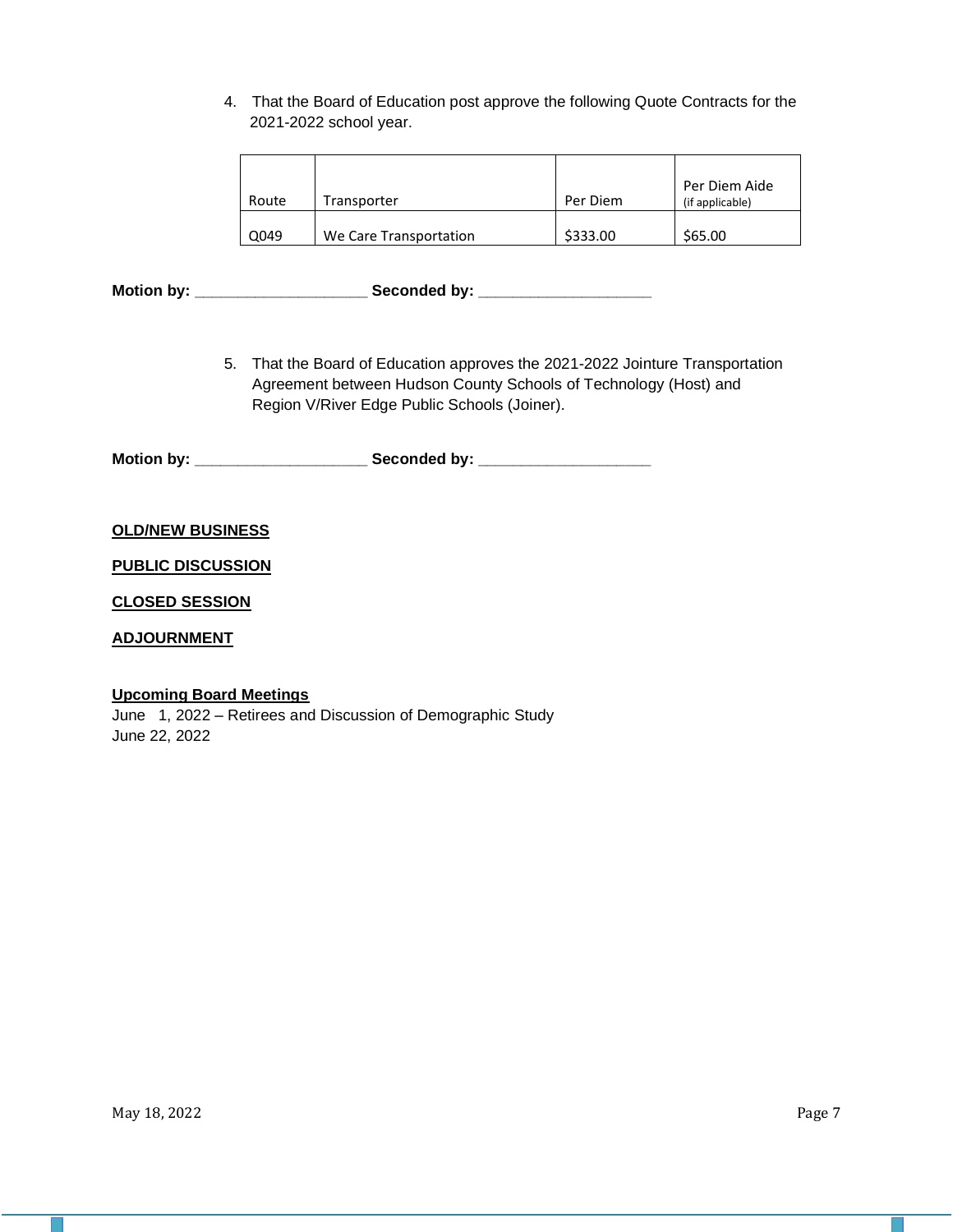4. That the Board of Education post approve the following Quote Contracts for the 2021-2022 school year.

| Route | Transporter | Per Diem | Per Diem Aide (if applicable) |
|---|---|---|---|
| Q049 | We Care Transportation | $333.00 | $65.00 |

**Motion by:** ____________________ **Seconded by:** ____________________

5. That the Board of Education approves the 2021-2022 Jointure Transportation Agreement between Hudson County Schools of Technology (Host) and Region V/River Edge Public Schools (Joiner).

**Motion by:** ____________________ **Seconded by:** ____________________

**OLD/NEW BUSINESS**

**PUBLIC DISCUSSION**

**CLOSED SESSION**

**ADJOURNMENT**

**Upcoming Board Meetings**

June 1, 2022 – Retirees and Discussion of Demographic Study
June 22, 2022

May 18, 2022